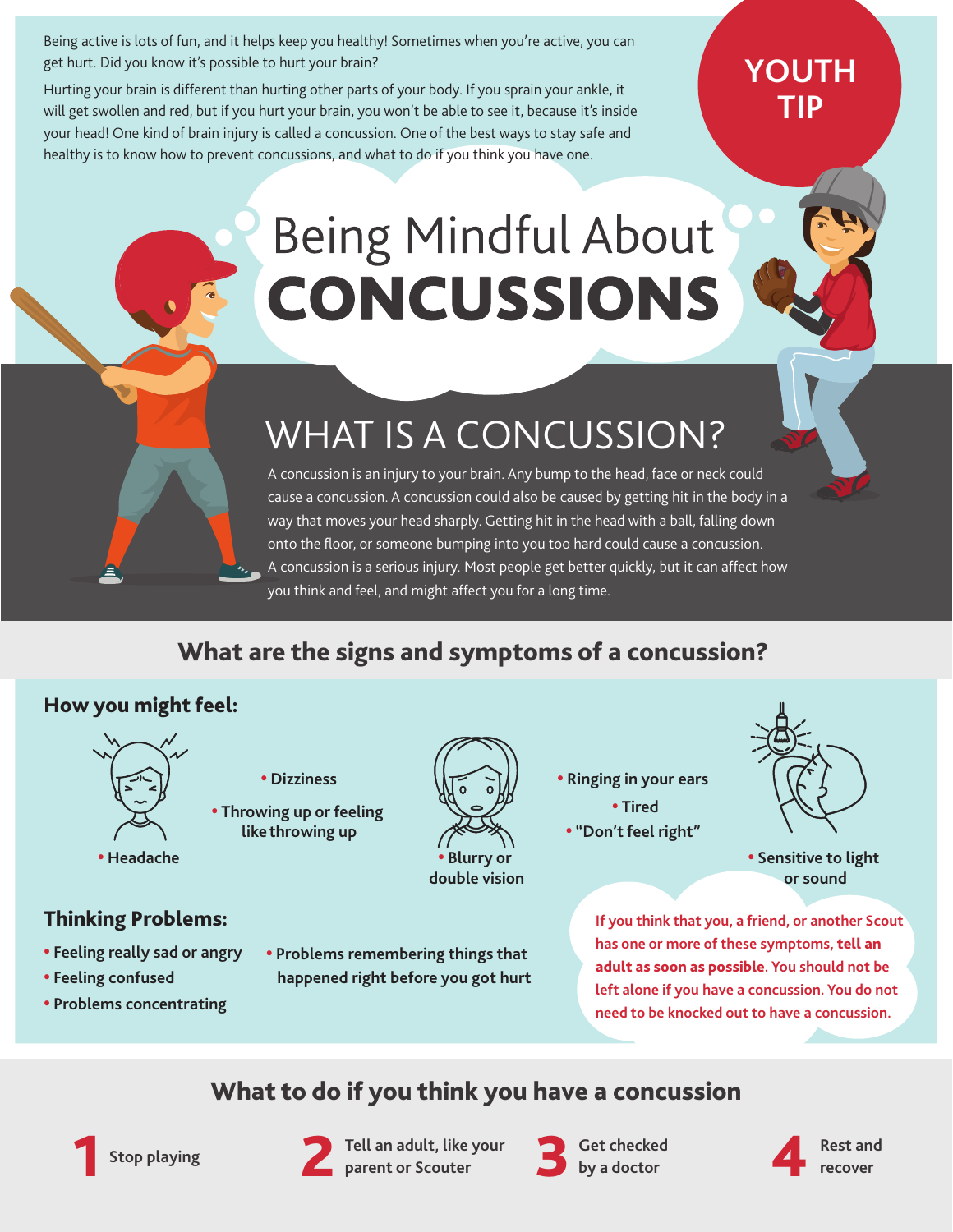YOUTH TIP

Being active is lots of fun, and it helps keep you healthy! Sometimes when you're active, you can get hurt. Did you know it's possible to hurt your brain?

Hurting your brain is different than hurting other parts of your body. If you sprain your ankle, it will get swollen and red, but if you hurt your brain, you won't be able to see it, because it's inside your head! One kind of brain injury is called a concussion. One of the best ways to stay safe and healthy is to know how to prevent concussions, and what to do if you think you have one.

# Being Mindful About CONCUSSIONS

## WHAT IS A CONCUSSION?

A concussion is an injury to your brain. Any bump to the head, face or neck could cause a concussion. A concussion could also be caused by getting hit in the body in a way that moves your head sharply. Getting hit in the head with a ball, falling down onto the floor, or someone bumping into you too hard could cause a concussion. A concussion is a serious injury. Most people get better quickly, but it can affect how you think and feel, and might affect you for a long time.

## What are the signs and symptoms of a concussion?

### How you might feel:

- Headache
- Dizziness
- Throwing up or feeling like throwing up
- Blurry or double vision
- Ringing in your ears
- Tired
- "Don't feel right"
- Sensitive to light or sound

### Thinking Problems:

- Feeling really sad or angry
- Feeling confused
- Problems concentrating
- Problems remembering things that happened right before you got hurt

If you think that you, a friend, or another Scout has one or more of these symptoms, **tell an adult as soon as possible**. You should not be left alone if you have a concussion. You do not need to be knocked out to have a concussion.

## What to do if you think you have a concussion

1. Stop playing
2. Tell an adult, like your parent or Scouter
3. Get checked by a doctor
4. Rest and recover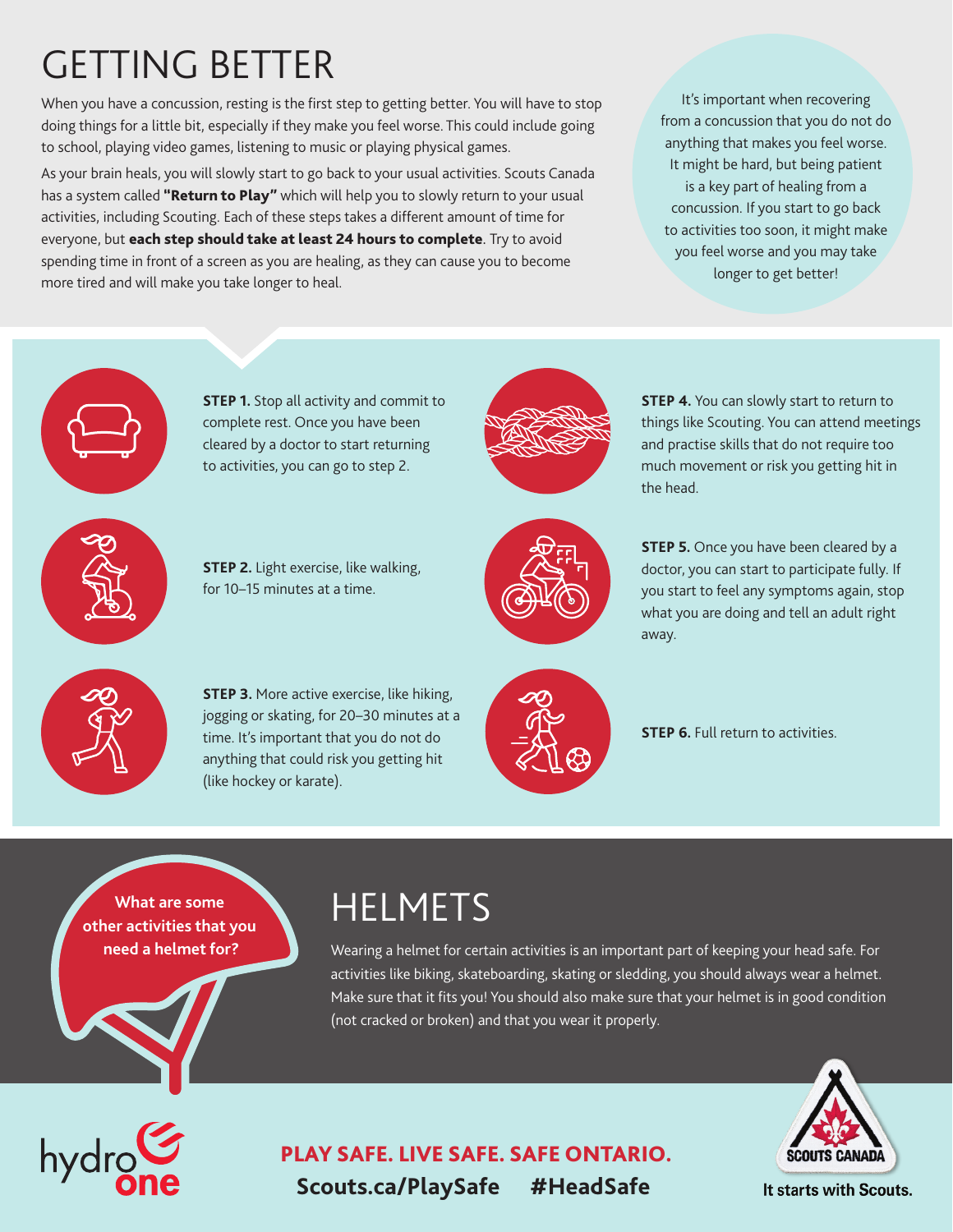# GETTING BETTER

When you have a concussion, resting is the first step to getting better. You will have to stop doing things for a little bit, especially if they make you feel worse. This could include going to school, playing video games, listening to music or playing physical games.

As your brain heals, you will slowly start to go back to your usual activities. Scouts Canada has a system called **"Return to Play"** which will help you to slowly return to your usual activities, including Scouting. Each of these steps takes a different amount of time for everyone, but **each step should take at least 24 hours to complete**. Try to avoid spending time in front of a screen as you are healing, as they can cause you to become more tired and will make you take longer to heal.

It's important when recovering from a concussion that you do not do anything that makes you feel worse. It might be hard, but being patient is a key part of healing from a concussion. If you start to go back to activities too soon, it might make you feel worse and you may take longer to get better!

**STEP 1.** Stop all activity and commit to complete rest. Once you have been cleared by a doctor to start returning to activities, you can go to step 2.

**STEP 2.** Light exercise, like walking, for 10–15 minutes at a time.

**STEP 3.** More active exercise, like hiking, jogging or skating, for 20–30 minutes at a time. It's important that you do not do anything that could risk you getting hit (like hockey or karate).

**STEP 4.** You can slowly start to return to things like Scouting. You can attend meetings and practise skills that do not require too much movement or risk you getting hit in the head.

**STEP 5.** Once you have been cleared by a doctor, you can start to participate fully. If you start to feel any symptoms again, stop what you are doing and tell an adult right away.

**STEP 6.** Full return to activities.

**What are some other activities that you need a helmet for?**

# HELMETS

Wearing a helmet for certain activities is an important part of keeping your head safe. For activities like biking, skateboarding, skating or sledding, you should always wear a helmet. Make sure that it fits you! You should also make sure that your helmet is in good condition (not cracked or broken) and that you wear it properly.

hydro one

**PLAY SAFE. LIVE SAFE. SAFE ONTARIO.**

**Scouts.ca/PlaySafe #HeadSafe**

SCOUTS CANADA

It starts with Scouts.